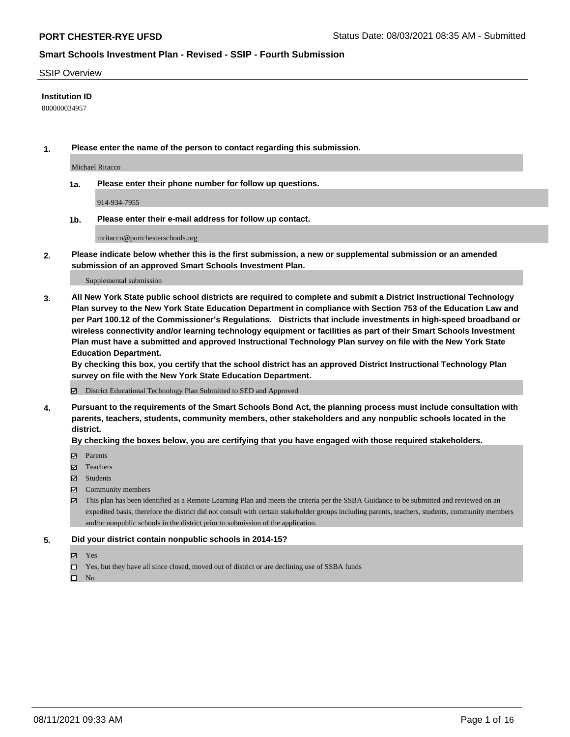**PORT CHESTER-RYE UFSD** Status Date: 08/03/2021 08:35 AM - Submitted

## Smart Schools Investment Plan - Revised - SSIP - Fourth Submission

SSIP Overview

**Institution ID**

800000034957

**1. Please enter the name of the person to contact regarding this submission.**

Michael Ritacco

**1a. Please enter their phone number for follow up questions.**

914-934-7955

**1b. Please enter their e-mail address for follow up contact.**

mritacco@portchesterschools.org

**2. Please indicate below whether this is the first submission, a new or supplemental submission or an amended submission of an approved Smart Schools Investment Plan.**

Supplemental submission

**3. All New York State public school districts are required to complete and submit a District Instructional Technology Plan survey to the New York State Education Department in compliance with Section 753 of the Education Law and per Part 100.12 of the Commissioner's Regulations. Districts that include investments in high-speed broadband or wireless connectivity and/or learning technology equipment or facilities as part of their Smart Schools Investment Plan must have a submitted and approved Instructional Technology Plan survey on file with the New York State Education Department.**

**By checking this box, you certify that the school district has an approved District Instructional Technology Plan survey on file with the New York State Education Department.**

- ☑ District Educational Technology Plan Submitted to SED and Approved

**4. Pursuant to the requirements of the Smart Schools Bond Act, the planning process must include consultation with parents, teachers, students, community members, other stakeholders and any nonpublic schools located in the district.**

**By checking the boxes below, you are certifying that you have engaged with those required stakeholders.**

- ☑ Parents
- ☑ Teachers
- ☑ Students
- ☑ Community members
- ☑ This plan has been identified as a Remote Learning Plan and meets the criteria per the SSBA Guidance to be submitted and reviewed on an expedited basis, therefore the district did not consult with certain stakeholder groups including parents, teachers, students, community members and/or nonpublic schools in the district prior to submission of the application.

**5. Did your district contain nonpublic schools in 2014-15?**

- ☑ Yes
- ☐ Yes, but they have all since closed, moved out of district or are declining use of SSBA funds
- ☐ No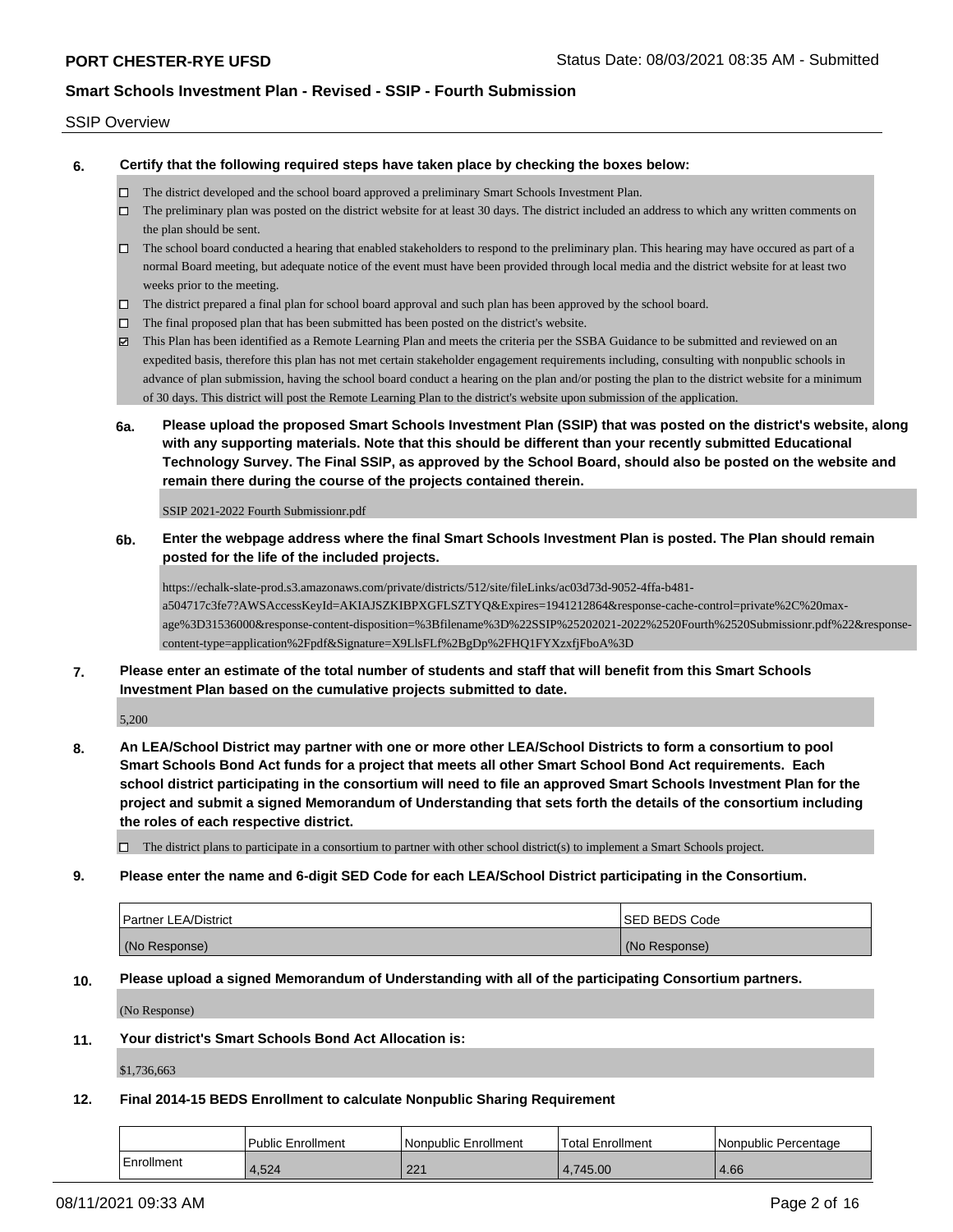SSIP Overview

**6. Certify that the following required steps have taken place by checking the boxes below:**

- ☐ The district developed and the school board approved a preliminary Smart Schools Investment Plan.
- ☐ The preliminary plan was posted on the district website for at least 30 days. The district included an address to which any written comments on the plan should be sent.
- ☐ The school board conducted a hearing that enabled stakeholders to respond to the preliminary plan. This hearing may have occured as part of a normal Board meeting, but adequate notice of the event must have been provided through local media and the district website for at least two weeks prior to the meeting.
- ☐ The district prepared a final plan for school board approval and such plan has been approved by the school board.
- ☐ The final proposed plan that has been submitted has been posted on the district's website.
- ☑ This Plan has been identified as a Remote Learning Plan and meets the criteria per the SSBA Guidance to be submitted and reviewed on an expedited basis, therefore this plan has not met certain stakeholder engagement requirements including, consulting with nonpublic schools in advance of plan submission, having the school board conduct a hearing on the plan and/or posting the plan to the district website for a minimum of 30 days. This district will post the Remote Learning Plan to the district's website upon submission of the application.

**6a. Please upload the proposed Smart Schools Investment Plan (SSIP) that was posted on the district's website, along with any supporting materials. Note that this should be different than your recently submitted Educational Technology Survey. The Final SSIP, as approved by the School Board, should also be posted on the website and remain there during the course of the projects contained therein.**

SSIP 2021-2022 Fourth Submissionr.pdf

**6b. Enter the webpage address where the final Smart Schools Investment Plan is posted. The Plan should remain posted for the life of the included projects.**

https://echalk-slate-prod.s3.amazonaws.com/private/districts/512/site/fileLinks/ac03d73d-9052-4ffa-b481-a504717c3fe7?AWSAccessKeyId=AKIAJSZKIBPXGFLSZTYQ&Expires=1941212864&response-cache-control=private%2C%20max-age%3D31536000&response-content-disposition=%3Bfilename%3D%22SSIP%25202021-2022%2520Fourth%2520Submissionr.pdf%22&response-content-type=application%2Fpdf&Signature=X9LlsFLf%2BgDp%2FHQ1FYXzxfjFboA%3D

**7. Please enter an estimate of the total number of students and staff that will benefit from this Smart Schools Investment Plan based on the cumulative projects submitted to date.**

5,200

**8. An LEA/School District may partner with one or more other LEA/School Districts to form a consortium to pool Smart Schools Bond Act funds for a project that meets all other Smart School Bond Act requirements. Each school district participating in the consortium will need to file an approved Smart Schools Investment Plan for the project and submit a signed Memorandum of Understanding that sets forth the details of the consortium including the roles of each respective district.**

- ☐ The district plans to participate in a consortium to partner with other school district(s) to implement a Smart Schools project.

**9. Please enter the name and 6-digit SED Code for each LEA/School District participating in the Consortium.**

| Partner LEA/District | SED BEDS Code |
|---|---|
| (No Response) | (No Response) |

**10. Please upload a signed Memorandum of Understanding with all of the participating Consortium partners.**

(No Response)

**11. Your district's Smart Schools Bond Act Allocation is:**

$1,736,663

**12. Final 2014-15 BEDS Enrollment to calculate Nonpublic Sharing Requirement**

| | Public Enrollment | Nonpublic Enrollment | Total Enrollment | Nonpublic Percentage |
|---|---|---|---|---|
| Enrollment | 4,524 | 221 | 4,745.00 | 4.66 |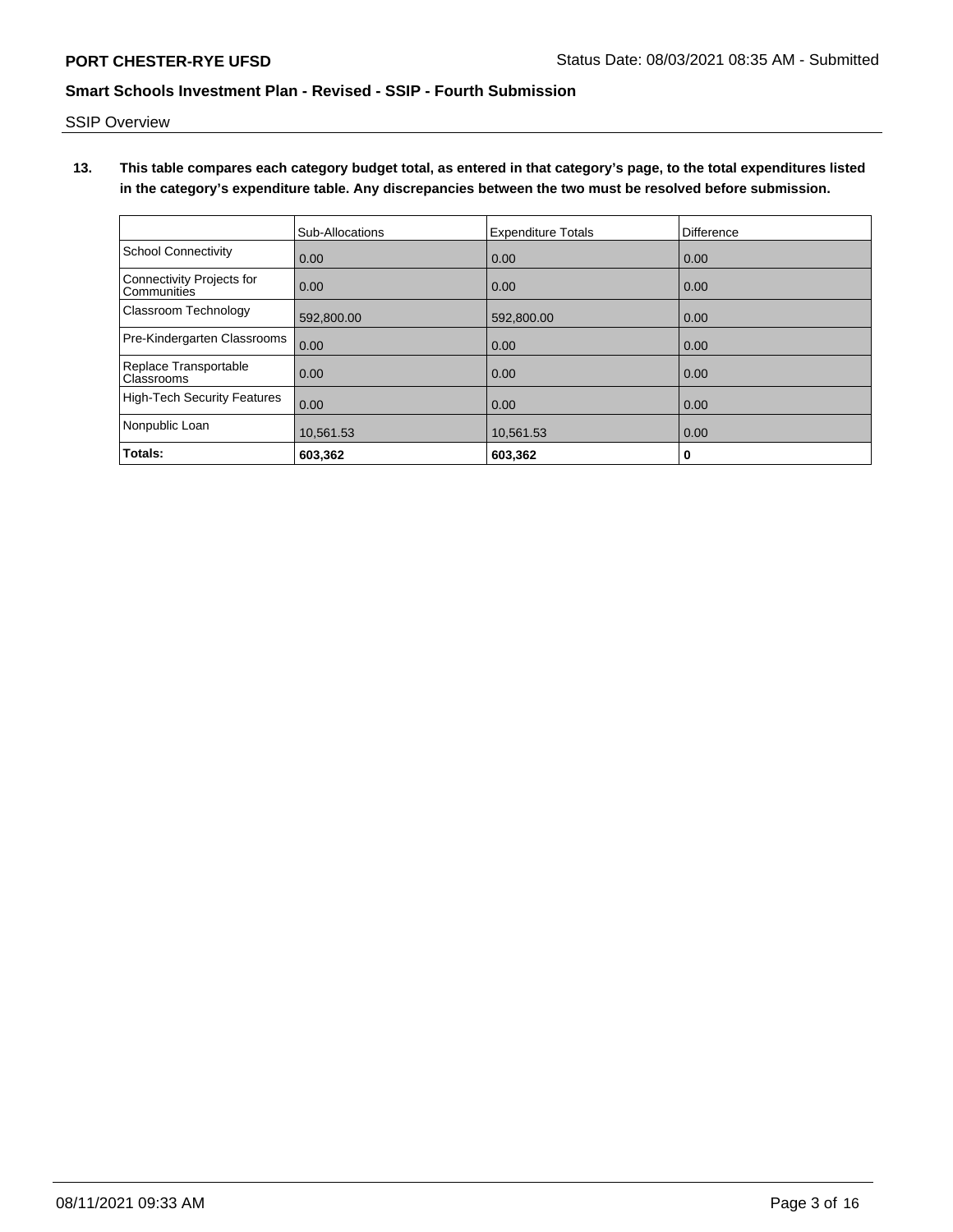**13. This table compares each category budget total, as entered in that category's page, to the total expenditures listed in the category's expenditure table. Any discrepancies between the two must be resolved before submission.**

| | Sub-Allocations | Expenditure Totals | Difference |
|---|---|---|---|
| School Connectivity | 0.00 | 0.00 | 0.00 |
| Connectivity Projects for Communities | 0.00 | 0.00 | 0.00 |
| Classroom Technology | 592,800.00 | 592,800.00 | 0.00 |
| Pre-Kindergarten Classrooms | 0.00 | 0.00 | 0.00 |
| Replace Transportable Classrooms | 0.00 | 0.00 | 0.00 |
| High-Tech Security Features | 0.00 | 0.00 | 0.00 |
| Nonpublic Loan | 10,561.53 | 10,561.53 | 0.00 |
| **Totals:** | **603,362** | **603,362** | **0** |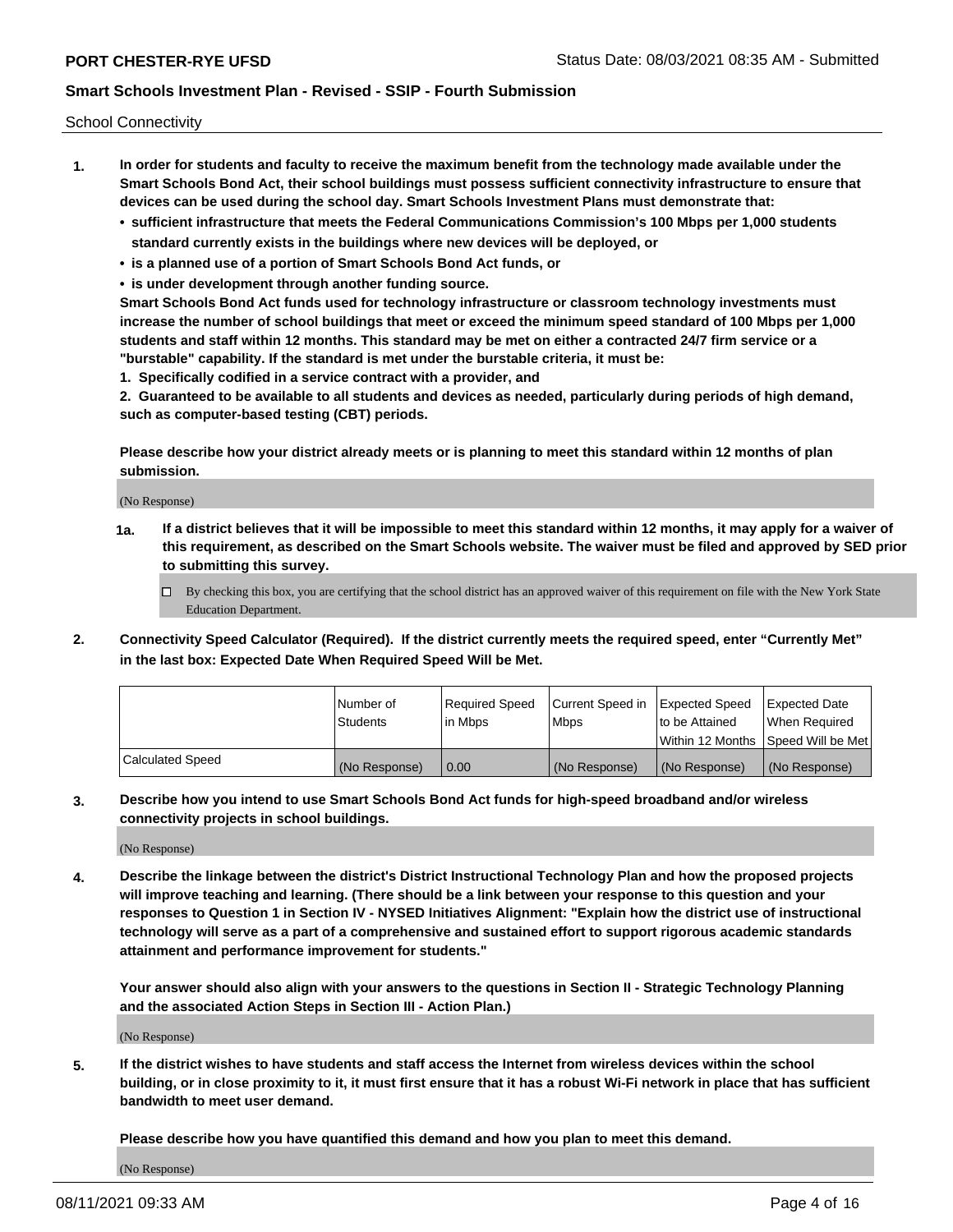School Connectivity

1. **In order for students and faculty to receive the maximum benefit from the technology made available under the Smart Schools Bond Act, their school buildings must possess sufficient connectivity infrastructure to ensure that devices can be used during the school day. Smart Schools Investment Plans must demonstrate that:**
   - **sufficient infrastructure that meets the Federal Communications Commission's 100 Mbps per 1,000 students standard currently exists in the buildings where new devices will be deployed, or**
   - **is a planned use of a portion of Smart Schools Bond Act funds, or**
   - **is under development through another funding source.**

   **Smart Schools Bond Act funds used for technology infrastructure or classroom technology investments must increase the number of school buildings that meet or exceed the minimum speed standard of 100 Mbps per 1,000 students and staff within 12 months. This standard may be met on either a contracted 24/7 firm service or a "burstable" capability. If the standard is met under the burstable criteria, it must be:**

   **1. Specifically codified in a service contract with a provider, and**

   **2. Guaranteed to be available to all students and devices as needed, particularly during periods of high demand, such as computer-based testing (CBT) periods.**

   **Please describe how your district already meets or is planning to meet this standard within 12 months of plan submission.**

   (No Response)

   **1a. If a district believes that it will be impossible to meet this standard within 12 months, it may apply for a waiver of this requirement, as described on the Smart Schools website. The waiver must be filed and approved by SED prior to submitting this survey.**

   ☐ By checking this box, you are certifying that the school district has an approved waiver of this requirement on file with the New York State Education Department.

2. **Connectivity Speed Calculator (Required). If the district currently meets the required speed, enter "Currently Met" in the last box: Expected Date When Required Speed Will be Met.**

| | Number of Students | Required Speed in Mbps | Current Speed in Mbps | Expected Speed to be Attained Within 12 Months | Expected Date When Required Speed Will be Met |
|---|---|---|---|---|---|
| Calculated Speed | (No Response) | 0.00 | (No Response) | (No Response) | (No Response) |

3. **Describe how you intend to use Smart Schools Bond Act funds for high-speed broadband and/or wireless connectivity projects in school buildings.**

   (No Response)

4. **Describe the linkage between the district's District Instructional Technology Plan and how the proposed projects will improve teaching and learning. (There should be a link between your response to this question and your responses to Question 1 in Section IV - NYSED Initiatives Alignment: "Explain how the district use of instructional technology will serve as a part of a comprehensive and sustained effort to support rigorous academic standards attainment and performance improvement for students."**

   **Your answer should also align with your answers to the questions in Section II - Strategic Technology Planning and the associated Action Steps in Section III - Action Plan.)**

   (No Response)

5. **If the district wishes to have students and staff access the Internet from wireless devices within the school building, or in close proximity to it, it must first ensure that it has a robust Wi-Fi network in place that has sufficient bandwidth to meet user demand.**

   **Please describe how you have quantified this demand and how you plan to meet this demand.**

   (No Response)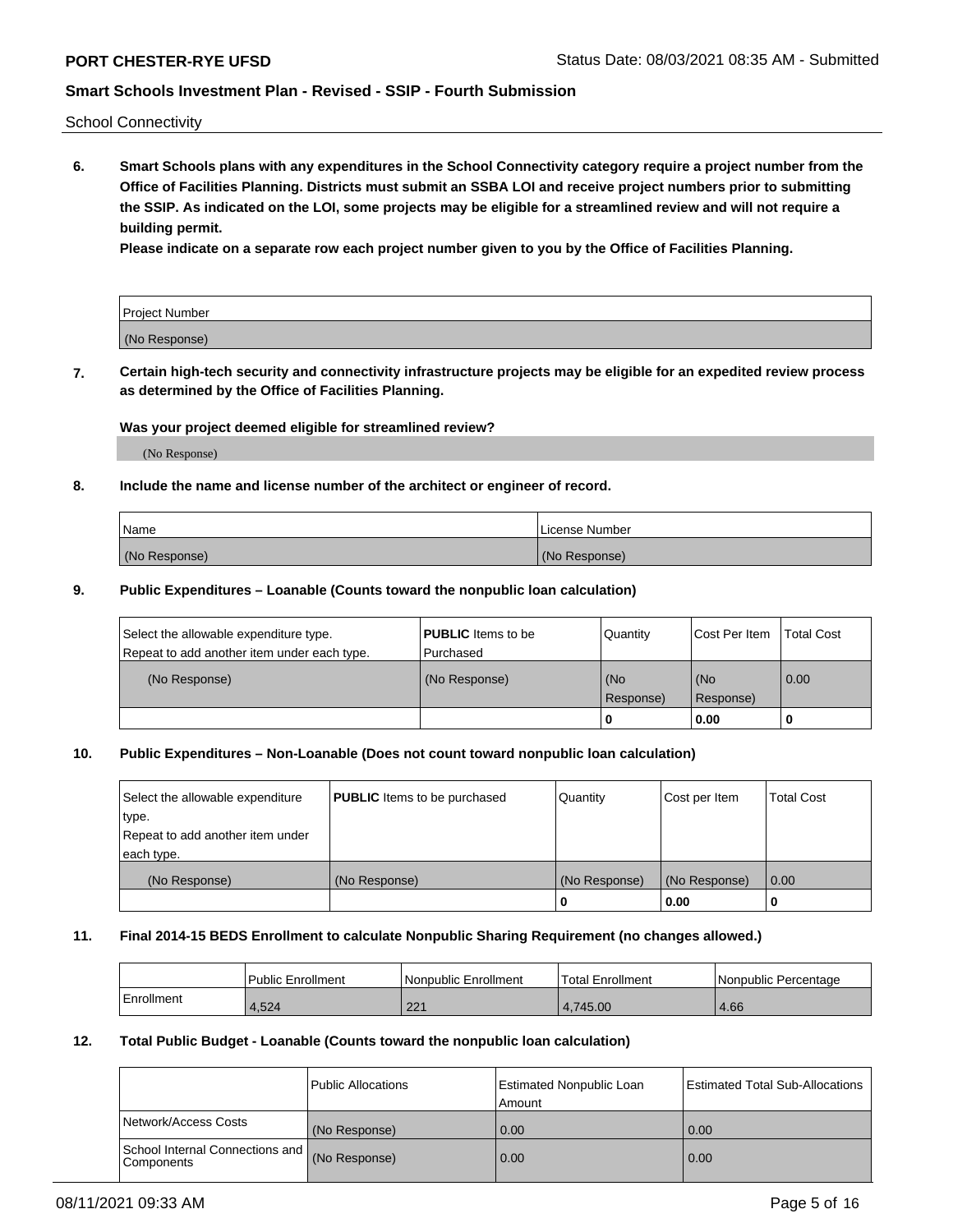School Connectivity

**6. Smart Schools plans with any expenditures in the School Connectivity category require a project number from the Office of Facilities Planning. Districts must submit an SSBA LOI and receive project numbers prior to submitting the SSIP. As indicated on the LOI, some projects may be eligible for a streamlined review and will not require a building permit.**

**Please indicate on a separate row each project number given to you by the Office of Facilities Planning.**

| Project Number |
| --- |
| (No Response) |

**7. Certain high-tech security and connectivity infrastructure projects may be eligible for an expedited review process as determined by the Office of Facilities Planning.**

**Was your project deemed eligible for streamlined review?**

(No Response)

**8. Include the name and license number of the architect or engineer of record.**

| Name | License Number |
| --- | --- |
| (No Response) | (No Response) |

**9. Public Expenditures – Loanable (Counts toward the nonpublic loan calculation)**

| Select the allowable expenditure type. Repeat to add another item under each type. | **PUBLIC** Items to be Purchased | Quantity | Cost Per Item | Total Cost |
| --- | --- | --- | --- | --- |
| (No Response) | (No Response) | (No Response) | (No Response) | 0.00 |
| | | 0 | 0.00 | 0 |

**10. Public Expenditures – Non-Loanable (Does not count toward nonpublic loan calculation)**

| Select the allowable expenditure type. Repeat to add another item under each type. | **PUBLIC** Items to be purchased | Quantity | Cost per Item | Total Cost |
| --- | --- | --- | --- | --- |
| (No Response) | (No Response) | (No Response) | (No Response) | 0.00 |
| | | 0 | 0.00 | 0 |

**11. Final 2014-15 BEDS Enrollment to calculate Nonpublic Sharing Requirement (no changes allowed.)**

| | Public Enrollment | Nonpublic Enrollment | Total Enrollment | Nonpublic Percentage |
| --- | --- | --- | --- | --- |
| Enrollment | 4,524 | 221 | 4,745.00 | 4.66 |

**12. Total Public Budget - Loanable (Counts toward the nonpublic loan calculation)**

| | Public Allocations | Estimated Nonpublic Loan Amount | Estimated Total Sub-Allocations |
| --- | --- | --- | --- |
| Network/Access Costs | (No Response) | 0.00 | 0.00 |
| School Internal Connections and Components | (No Response) | 0.00 | 0.00 |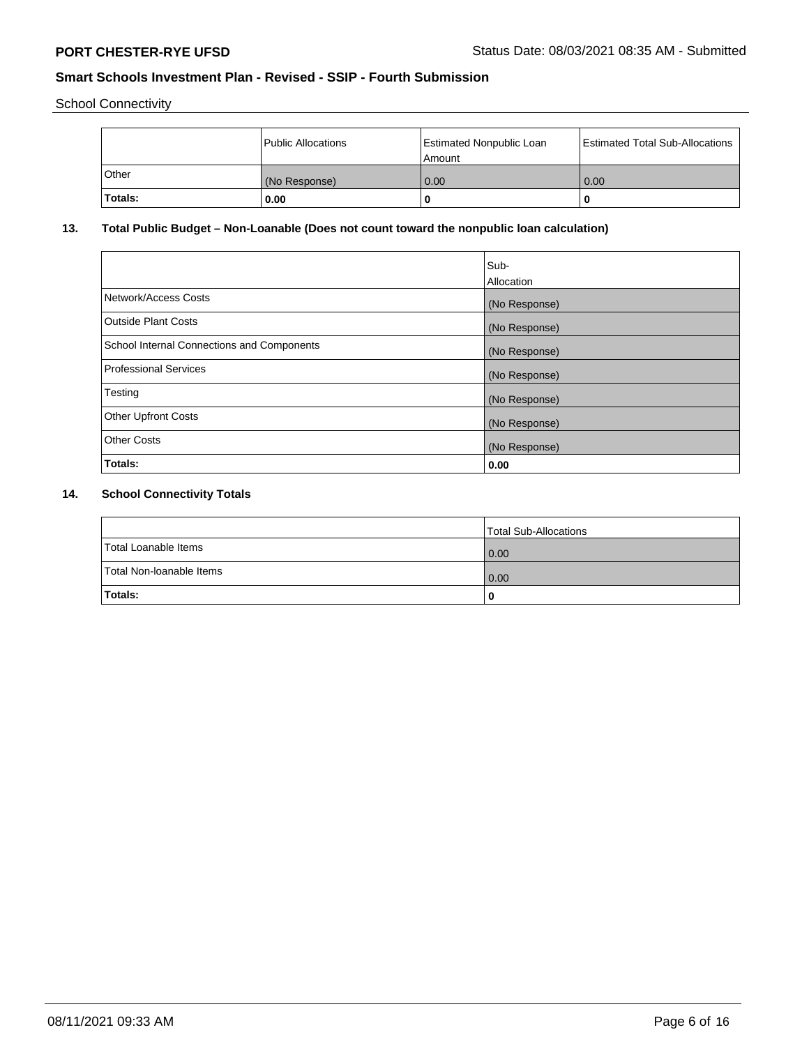School Connectivity

|  | Public Allocations | Estimated Nonpublic Loan Amount | Estimated Total Sub-Allocations |
| --- | --- | --- | --- |
| Other | (No Response) | 0.00 | 0.00 |
| **Totals:** | **0.00** | **0** | **0** |

## 13. Total Public Budget – Non-Loanable (Does not count toward the nonpublic loan calculation)

|  | Sub-Allocation |
| --- | --- |
| Network/Access Costs | (No Response) |
| Outside Plant Costs | (No Response) |
| School Internal Connections and Components | (No Response) |
| Professional Services | (No Response) |
| Testing | (No Response) |
| Other Upfront Costs | (No Response) |
| Other Costs | (No Response) |
| **Totals:** | **0.00** |

## 14. School Connectivity Totals

|  | Total Sub-Allocations |
| --- | --- |
| Total Loanable Items | 0.00 |
| Total Non-loanable Items | 0.00 |
| **Totals:** | **0** |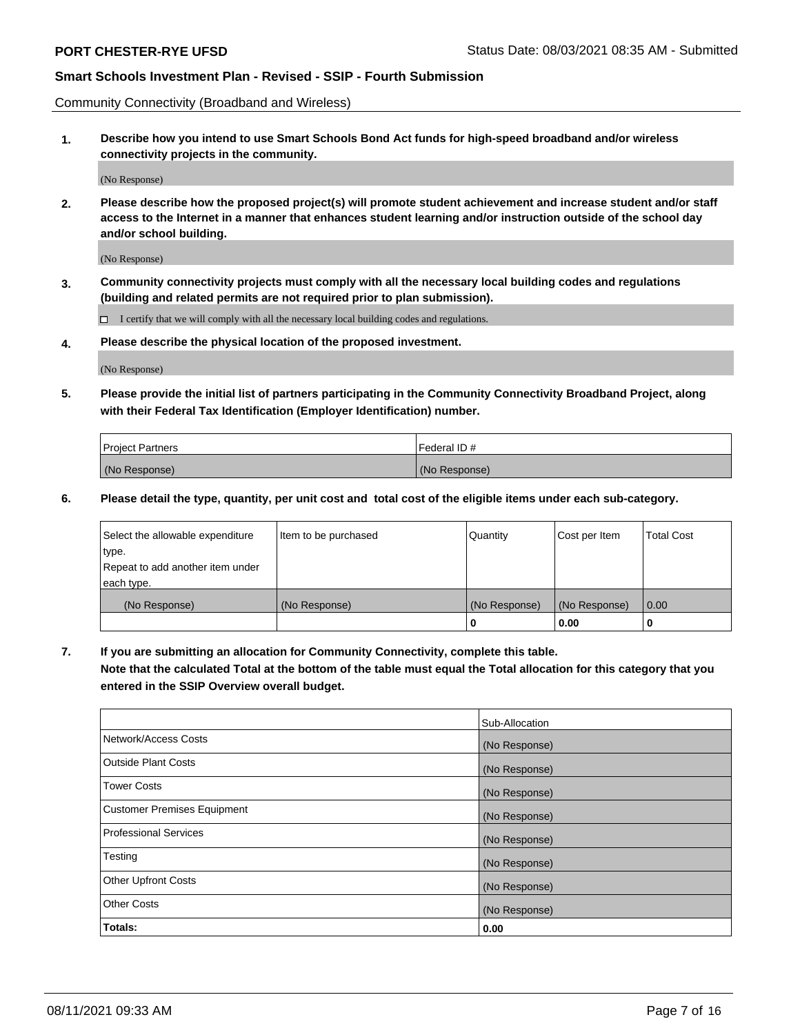Community Connectivity (Broadband and Wireless)

**1. Describe how you intend to use Smart Schools Bond Act funds for high-speed broadband and/or wireless connectivity projects in the community.**

(No Response)

**2. Please describe how the proposed project(s) will promote student achievement and increase student and/or staff access to the Internet in a manner that enhances student learning and/or instruction outside of the school day and/or school building.**

(No Response)

**3. Community connectivity projects must comply with all the necessary local building codes and regulations (building and related permits are not required prior to plan submission).**

☐ I certify that we will comply with all the necessary local building codes and regulations.

**4. Please describe the physical location of the proposed investment.**

(No Response)

**5. Please provide the initial list of partners participating in the Community Connectivity Broadband Project, along with their Federal Tax Identification (Employer Identification) number.**

| Project Partners | Federal ID # |
|---|---|
| (No Response) | (No Response) |

**6. Please detail the type, quantity, per unit cost and total cost of the eligible items under each sub-category.**

| Select the allowable expenditure type. Repeat to add another item under each type. | Item to be purchased | Quantity | Cost per Item | Total Cost |
|---|---|---|---|---|
| (No Response) | (No Response) | (No Response) | (No Response) | 0.00 |
| | | **0** | **0.00** | **0** |

**7. If you are submitting an allocation for Community Connectivity, complete this table. Note that the calculated Total at the bottom of the table must equal the Total allocation for this category that you entered in the SSIP Overview overall budget.**

| | Sub-Allocation |
|---|---|
| Network/Access Costs | (No Response) |
| Outside Plant Costs | (No Response) |
| Tower Costs | (No Response) |
| Customer Premises Equipment | (No Response) |
| Professional Services | (No Response) |
| Testing | (No Response) |
| Other Upfront Costs | (No Response) |
| Other Costs | (No Response) |
| **Totals:** | **0.00** |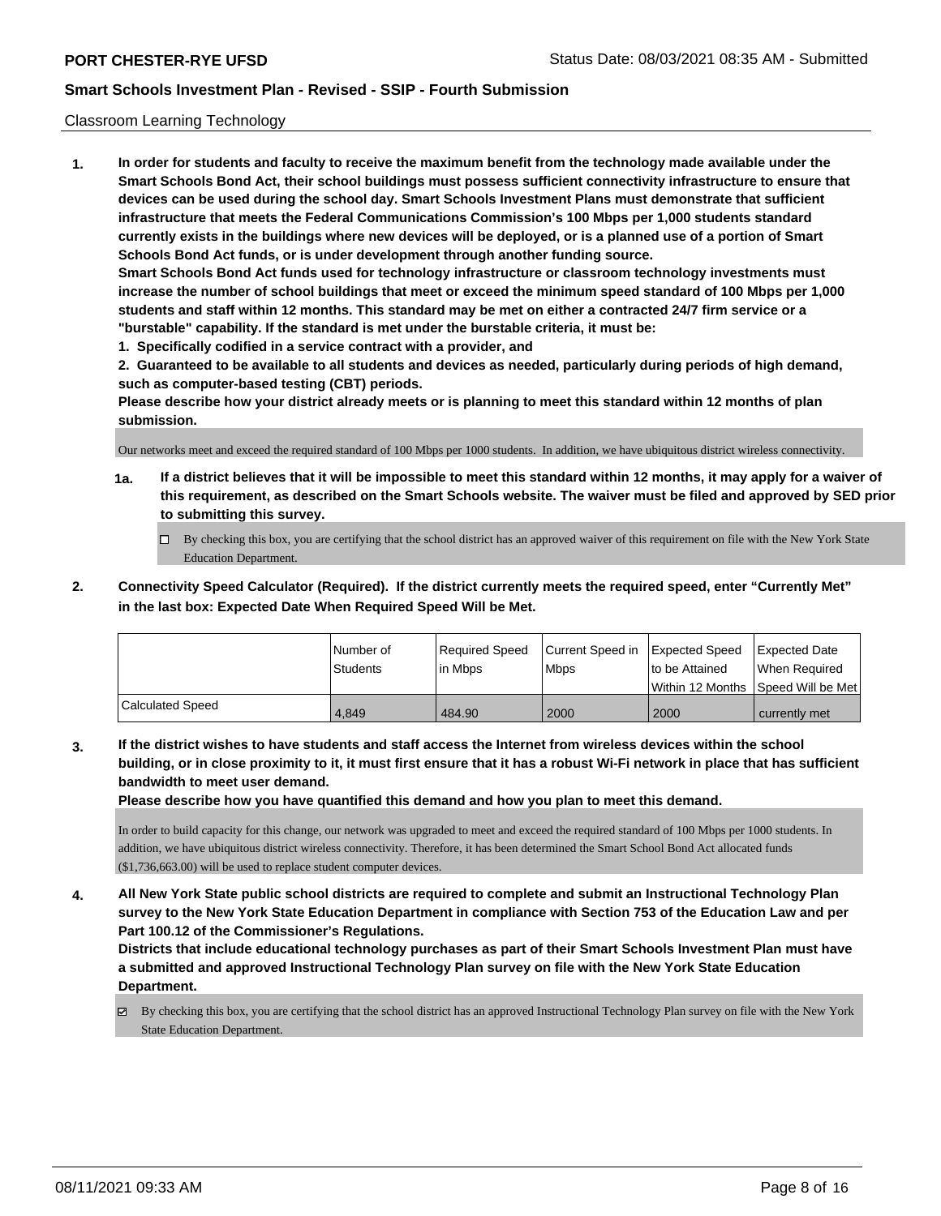Classroom Learning Technology

**1. In order for students and faculty to receive the maximum benefit from the technology made available under the Smart Schools Bond Act, their school buildings must possess sufficient connectivity infrastructure to ensure that devices can be used during the school day. Smart Schools Investment Plans must demonstrate that sufficient infrastructure that meets the Federal Communications Commission's 100 Mbps per 1,000 students standard currently exists in the buildings where new devices will be deployed, or is a planned use of a portion of Smart Schools Bond Act funds, or is under development through another funding source.**

**Smart Schools Bond Act funds used for technology infrastructure or classroom technology investments must increase the number of school buildings that meet or exceed the minimum speed standard of 100 Mbps per 1,000 students and staff within 12 months. This standard may be met on either a contracted 24/7 firm service or a "burstable" capability. If the standard is met under the burstable criteria, it must be:**

**1. Specifically codified in a service contract with a provider, and**

**2. Guaranteed to be available to all students and devices as needed, particularly during periods of high demand, such as computer-based testing (CBT) periods.**

**Please describe how your district already meets or is planning to meet this standard within 12 months of plan submission.**

Our networks meet and exceed the required standard of 100 Mbps per 1000 students. In addition, we have ubiquitous district wireless connectivity.

**1a. If a district believes that it will be impossible to meet this standard within 12 months, it may apply for a waiver of this requirement, as described on the Smart Schools website. The waiver must be filed and approved by SED prior to submitting this survey.**

☐ By checking this box, you are certifying that the school district has an approved waiver of this requirement on file with the New York State Education Department.

**2. Connectivity Speed Calculator (Required). If the district currently meets the required speed, enter "Currently Met" in the last box: Expected Date When Required Speed Will be Met.**

| | Number of Students | Required Speed in Mbps | Current Speed in Mbps | Expected Speed to be Attained Within 12 Months | Expected Date When Required Speed Will be Met |
|---|---|---|---|---|---|
| Calculated Speed | 4,849 | 484.90 | 2000 | 2000 | currently met |

**3. If the district wishes to have students and staff access the Internet from wireless devices within the school building, or in close proximity to it, it must first ensure that it has a robust Wi-Fi network in place that has sufficient bandwidth to meet user demand.**

**Please describe how you have quantified this demand and how you plan to meet this demand.**

In order to build capacity for this change, our network was upgraded to meet and exceed the required standard of 100 Mbps per 1000 students. In addition, we have ubiquitous district wireless connectivity. Therefore, it has been determined the Smart School Bond Act allocated funds ($1,736,663.00) will be used to replace student computer devices.

**4. All New York State public school districts are required to complete and submit an Instructional Technology Plan survey to the New York State Education Department in compliance with Section 753 of the Education Law and per Part 100.12 of the Commissioner's Regulations.**

**Districts that include educational technology purchases as part of their Smart Schools Investment Plan must have a submitted and approved Instructional Technology Plan survey on file with the New York State Education Department.**

☑ By checking this box, you are certifying that the school district has an approved Instructional Technology Plan survey on file with the New York State Education Department.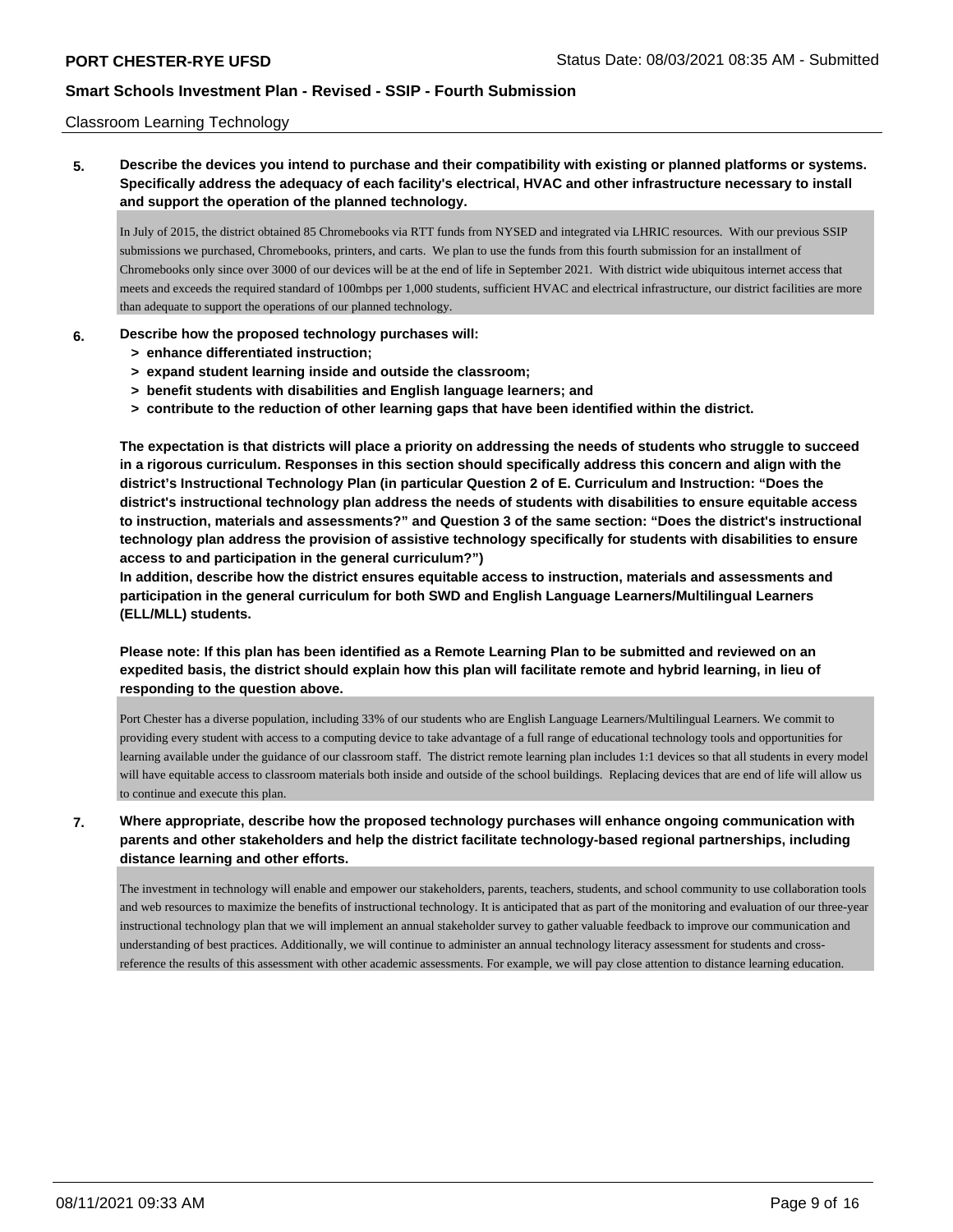Classroom Learning Technology

**5. Describe the devices you intend to purchase and their compatibility with existing or planned platforms or systems. Specifically address the adequacy of each facility's electrical, HVAC and other infrastructure necessary to install and support the operation of the planned technology.**

In July of 2015, the district obtained 85 Chromebooks via RTT funds from NYSED and integrated via LHRIC resources. With our previous SSIP submissions we purchased, Chromebooks, printers, and carts. We plan to use the funds from this fourth submission for an installment of Chromebooks only since over 3000 of our devices will be at the end of life in September 2021. With district wide ubiquitous internet access that meets and exceeds the required standard of 100mbps per 1,000 students, sufficient HVAC and electrical infrastructure, our district facilities are more than adequate to support the operations of our planned technology.

**6. Describe how the proposed technology purchases will:**

- **> enhance differentiated instruction;**
- **> expand student learning inside and outside the classroom;**
- **> benefit students with disabilities and English language learners; and**
- **> contribute to the reduction of other learning gaps that have been identified within the district.**

**The expectation is that districts will place a priority on addressing the needs of students who struggle to succeed in a rigorous curriculum. Responses in this section should specifically address this concern and align with the district's Instructional Technology Plan (in particular Question 2 of E. Curriculum and Instruction: "Does the district's instructional technology plan address the needs of students with disabilities to ensure equitable access to instruction, materials and assessments?" and Question 3 of the same section: "Does the district's instructional technology plan address the provision of assistive technology specifically for students with disabilities to ensure access to and participation in the general curriculum?")**

**In addition, describe how the district ensures equitable access to instruction, materials and assessments and participation in the general curriculum for both SWD and English Language Learners/Multilingual Learners (ELL/MLL) students.**

**Please note: If this plan has been identified as a Remote Learning Plan to be submitted and reviewed on an expedited basis, the district should explain how this plan will facilitate remote and hybrid learning, in lieu of responding to the question above.**

Port Chester has a diverse population, including 33% of our students who are English Language Learners/Multilingual Learners. We commit to providing every student with access to a computing device to take advantage of a full range of educational technology tools and opportunities for learning available under the guidance of our classroom staff. The district remote learning plan includes 1:1 devices so that all students in every model will have equitable access to classroom materials both inside and outside of the school buildings. Replacing devices that are end of life will allow us to continue and execute this plan.

**7. Where appropriate, describe how the proposed technology purchases will enhance ongoing communication with parents and other stakeholders and help the district facilitate technology-based regional partnerships, including distance learning and other efforts.**

The investment in technology will enable and empower our stakeholders, parents, teachers, students, and school community to use collaboration tools and web resources to maximize the benefits of instructional technology. It is anticipated that as part of the monitoring and evaluation of our three-year instructional technology plan that we will implement an annual stakeholder survey to gather valuable feedback to improve our communication and understanding of best practices. Additionally, we will continue to administer an annual technology literacy assessment for students and cross-reference the results of this assessment with other academic assessments. For example, we will pay close attention to distance learning education.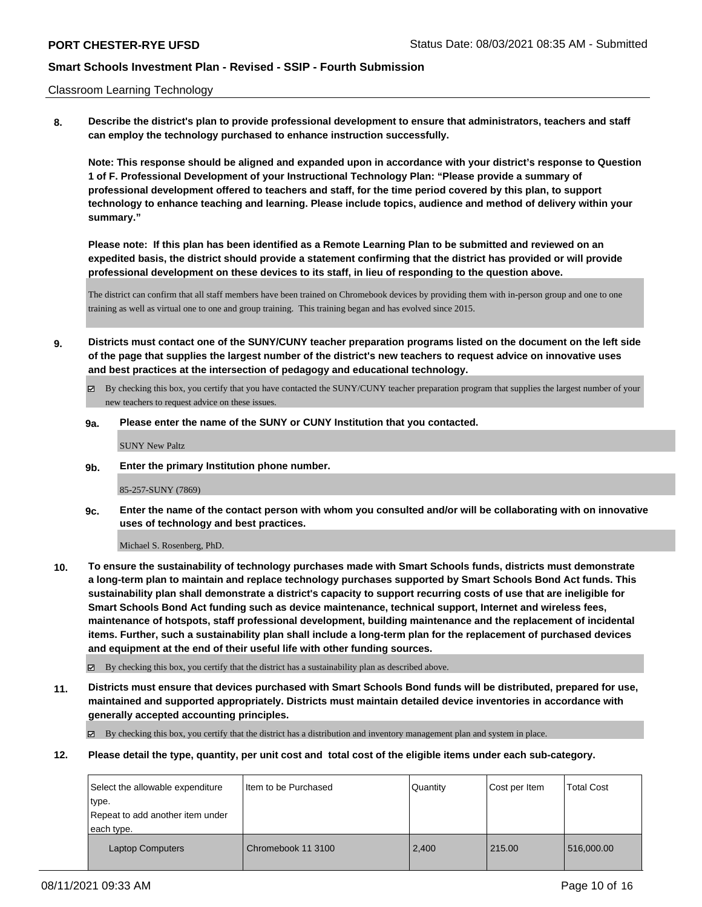Classroom Learning Technology

**8. Describe the district's plan to provide professional development to ensure that administrators, teachers and staff can employ the technology purchased to enhance instruction successfully.**

**Note: This response should be aligned and expanded upon in accordance with your district's response to Question 1 of F. Professional Development of your Instructional Technology Plan: "Please provide a summary of professional development offered to teachers and staff, for the time period covered by this plan, to support technology to enhance teaching and learning. Please include topics, audience and method of delivery within your summary."**

**Please note: If this plan has been identified as a Remote Learning Plan to be submitted and reviewed on an expedited basis, the district should provide a statement confirming that the district has provided or will provide professional development on these devices to its staff, in lieu of responding to the question above.**

The district can confirm that all staff members have been trained on Chromebook devices by providing them with in-person group and one to one training as well as virtual one to one and group training. This training began and has evolved since 2015.

**9. Districts must contact one of the SUNY/CUNY teacher preparation programs listed on the document on the left side of the page that supplies the largest number of the district's new teachers to request advice on innovative uses and best practices at the intersection of pedagogy and educational technology.**

☑ By checking this box, you certify that you have contacted the SUNY/CUNY teacher preparation program that supplies the largest number of your new teachers to request advice on these issues.

**9a. Please enter the name of the SUNY or CUNY Institution that you contacted.**

SUNY New Paltz

**9b. Enter the primary Institution phone number.**

85-257-SUNY (7869)

**9c. Enter the name of the contact person with whom you consulted and/or will be collaborating with on innovative uses of technology and best practices.**

Michael S. Rosenberg, PhD.

**10. To ensure the sustainability of technology purchases made with Smart Schools funds, districts must demonstrate a long-term plan to maintain and replace technology purchases supported by Smart Schools Bond Act funds. This sustainability plan shall demonstrate a district's capacity to support recurring costs of use that are ineligible for Smart Schools Bond Act funding such as device maintenance, technical support, Internet and wireless fees, maintenance of hotspots, staff professional development, building maintenance and the replacement of incidental items. Further, such a sustainability plan shall include a long-term plan for the replacement of purchased devices and equipment at the end of their useful life with other funding sources.**

☑ By checking this box, you certify that the district has a sustainability plan as described above.

**11. Districts must ensure that devices purchased with Smart Schools Bond funds will be distributed, prepared for use, maintained and supported appropriately. Districts must maintain detailed device inventories in accordance with generally accepted accounting principles.**

☑ By checking this box, you certify that the district has a distribution and inventory management plan and system in place.

**12. Please detail the type, quantity, per unit cost and total cost of the eligible items under each sub-category.**

| Select the allowable expenditure type. Repeat to add another item under each type. | Item to be Purchased | Quantity | Cost per Item | Total Cost |
|---|---|---|---|---|
| Laptop Computers | Chromebook 11 3100 | 2,400 | 215.00 | 516,000.00 |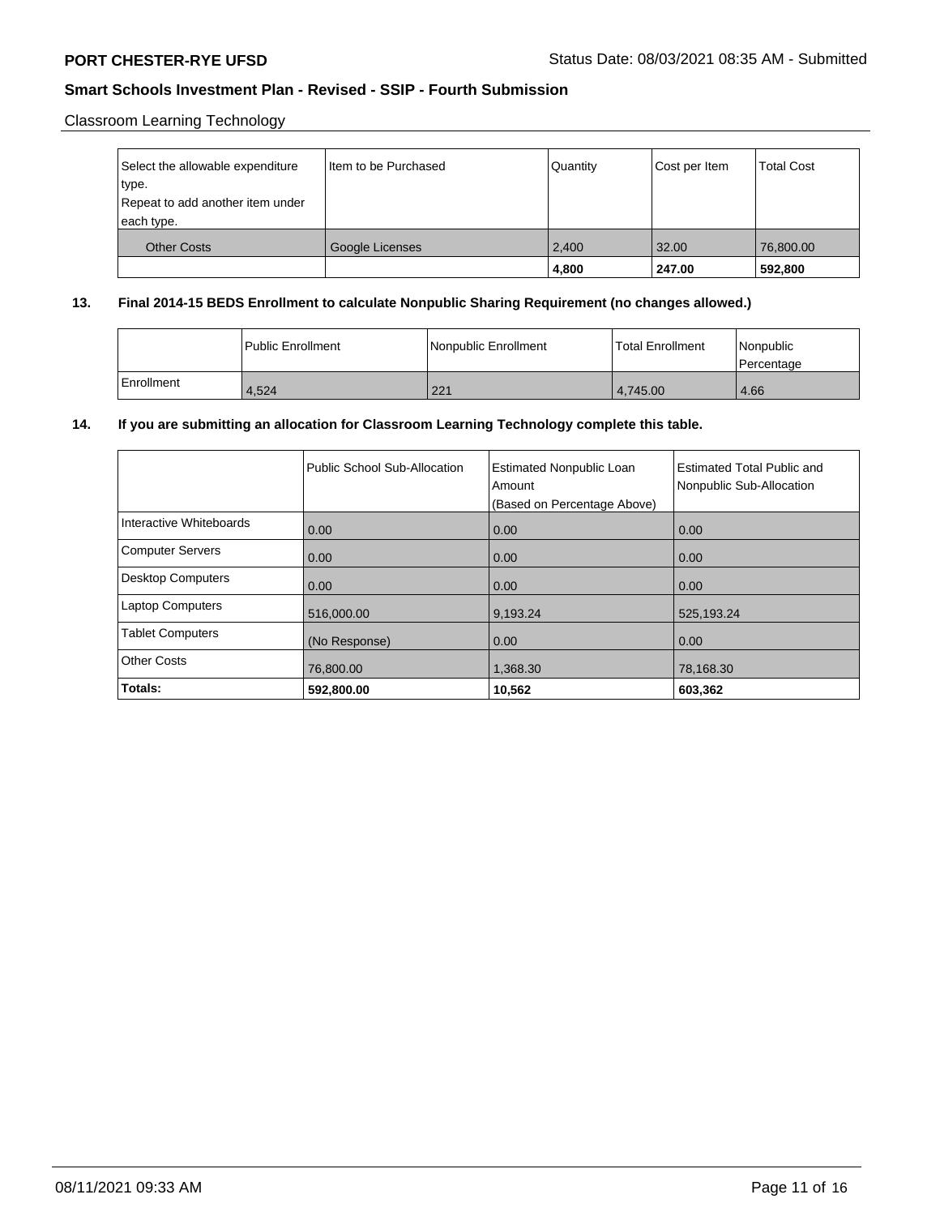Classroom Learning Technology

| Select the allowable expenditure type. Repeat to add another item under each type. | Item to be Purchased | Quantity | Cost per Item | Total Cost |
|---|---|---|---|---|
| Other Costs | Google Licenses | 2,400 | 32.00 | 76,800.00 |
| | | **4,800** | **247.00** | **592,800** |

**13. Final 2014-15 BEDS Enrollment to calculate Nonpublic Sharing Requirement (no changes allowed.)**

| | Public Enrollment | Nonpublic Enrollment | Total Enrollment | Nonpublic Percentage |
|---|---|---|---|---|
| Enrollment | 4,524 | 221 | 4,745.00 | 4.66 |

**14. If you are submitting an allocation for Classroom Learning Technology complete this table.**

| | Public School Sub-Allocation | Estimated Nonpublic Loan Amount (Based on Percentage Above) | Estimated Total Public and Nonpublic Sub-Allocation |
|---|---|---|---|
| Interactive Whiteboards | 0.00 | 0.00 | 0.00 |
| Computer Servers | 0.00 | 0.00 | 0.00 |
| Desktop Computers | 0.00 | 0.00 | 0.00 |
| Laptop Computers | 516,000.00 | 9,193.24 | 525,193.24 |
| Tablet Computers | (No Response) | 0.00 | 0.00 |
| Other Costs | 76,800.00 | 1,368.30 | 78,168.30 |
| **Totals:** | **592,800.00** | **10,562** | **603,362** |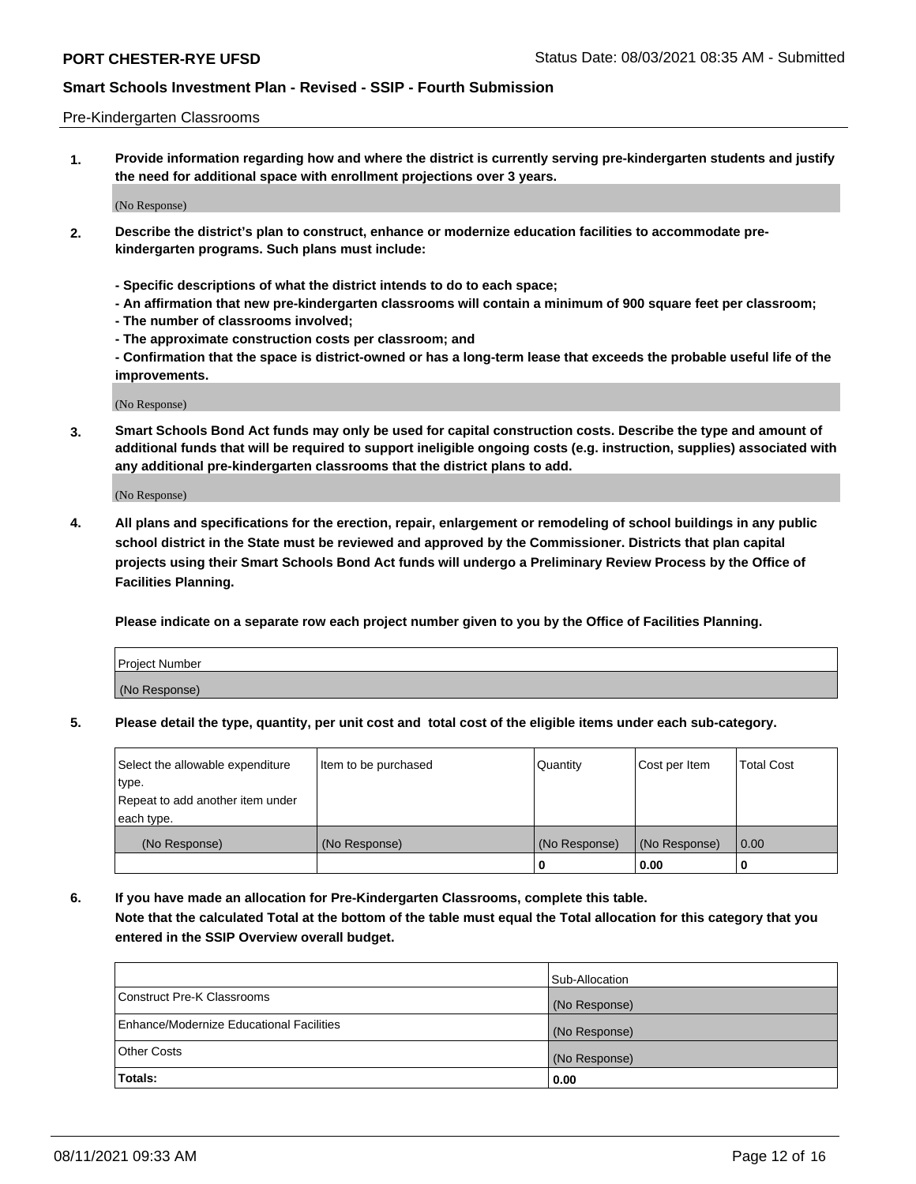Pre-Kindergarten Classrooms

**1. Provide information regarding how and where the district is currently serving pre-kindergarten students and justify the need for additional space with enrollment projections over 3 years.**

(No Response)

**2. Describe the district's plan to construct, enhance or modernize education facilities to accommodate pre-kindergarten programs. Such plans must include:**

**- Specific descriptions of what the district intends to do to each space;**
**- An affirmation that new pre-kindergarten classrooms will contain a minimum of 900 square feet per classroom;**
**- The number of classrooms involved;**
**- The approximate construction costs per classroom; and**
**- Confirmation that the space is district-owned or has a long-term lease that exceeds the probable useful life of the improvements.**

(No Response)

**3. Smart Schools Bond Act funds may only be used for capital construction costs. Describe the type and amount of additional funds that will be required to support ineligible ongoing costs (e.g. instruction, supplies) associated with any additional pre-kindergarten classrooms that the district plans to add.**

(No Response)

**4. All plans and specifications for the erection, repair, enlargement or remodeling of school buildings in any public school district in the State must be reviewed and approved by the Commissioner. Districts that plan capital projects using their Smart Schools Bond Act funds will undergo a Preliminary Review Process by the Office of Facilities Planning.**

**Please indicate on a separate row each project number given to you by the Office of Facilities Planning.**

| Project Number |
| --- |
| (No Response) |

**5. Please detail the type, quantity, per unit cost and total cost of the eligible items under each sub-category.**

| Select the allowable expenditure type. Repeat to add another item under each type. | Item to be purchased | Quantity | Cost per Item | Total Cost |
| --- | --- | --- | --- | --- |
| (No Response) | (No Response) | (No Response) | (No Response) | 0.00 |
| | | 0 | 0.00 | 0 |

**6. If you have made an allocation for Pre-Kindergarten Classrooms, complete this table. Note that the calculated Total at the bottom of the table must equal the Total allocation for this category that you entered in the SSIP Overview overall budget.**

| | Sub-Allocation |
| --- | --- |
| Construct Pre-K Classrooms | (No Response) |
| Enhance/Modernize Educational Facilities | (No Response) |
| Other Costs | (No Response) |
| **Totals:** | **0.00** |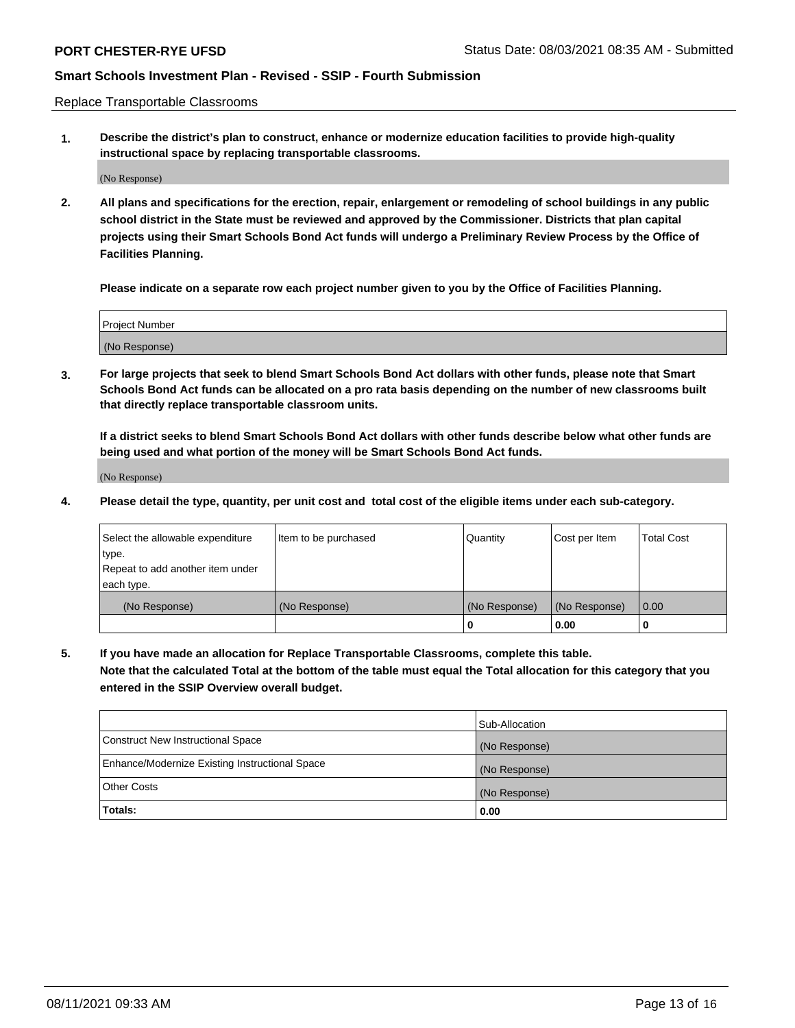Replace Transportable Classrooms

**1. Describe the district's plan to construct, enhance or modernize education facilities to provide high-quality instructional space by replacing transportable classrooms.**

(No Response)

**2. All plans and specifications for the erection, repair, enlargement or remodeling of school buildings in any public school district in the State must be reviewed and approved by the Commissioner. Districts that plan capital projects using their Smart Schools Bond Act funds will undergo a Preliminary Review Process by the Office of Facilities Planning.**

**Please indicate on a separate row each project number given to you by the Office of Facilities Planning.**

| Project Number |
| --- |
| (No Response) |

**3. For large projects that seek to blend Smart Schools Bond Act dollars with other funds, please note that Smart Schools Bond Act funds can be allocated on a pro rata basis depending on the number of new classrooms built that directly replace transportable classroom units.**

**If a district seeks to blend Smart Schools Bond Act dollars with other funds describe below what other funds are being used and what portion of the money will be Smart Schools Bond Act funds.**

(No Response)

**4. Please detail the type, quantity, per unit cost and total cost of the eligible items under each sub-category.**

| Select the allowable expenditure type. Repeat to add another item under each type. | Item to be purchased | Quantity | Cost per Item | Total Cost |
| --- | --- | --- | --- | --- |
| (No Response) | (No Response) | (No Response) | (No Response) | 0.00 |
| | | 0 | 0.00 | 0 |

**5. If you have made an allocation for Replace Transportable Classrooms, complete this table. Note that the calculated Total at the bottom of the table must equal the Total allocation for this category that you entered in the SSIP Overview overall budget.**

| | Sub-Allocation |
| --- | --- |
| Construct New Instructional Space | (No Response) |
| Enhance/Modernize Existing Instructional Space | (No Response) |
| Other Costs | (No Response) |
| **Totals:** | **0.00** |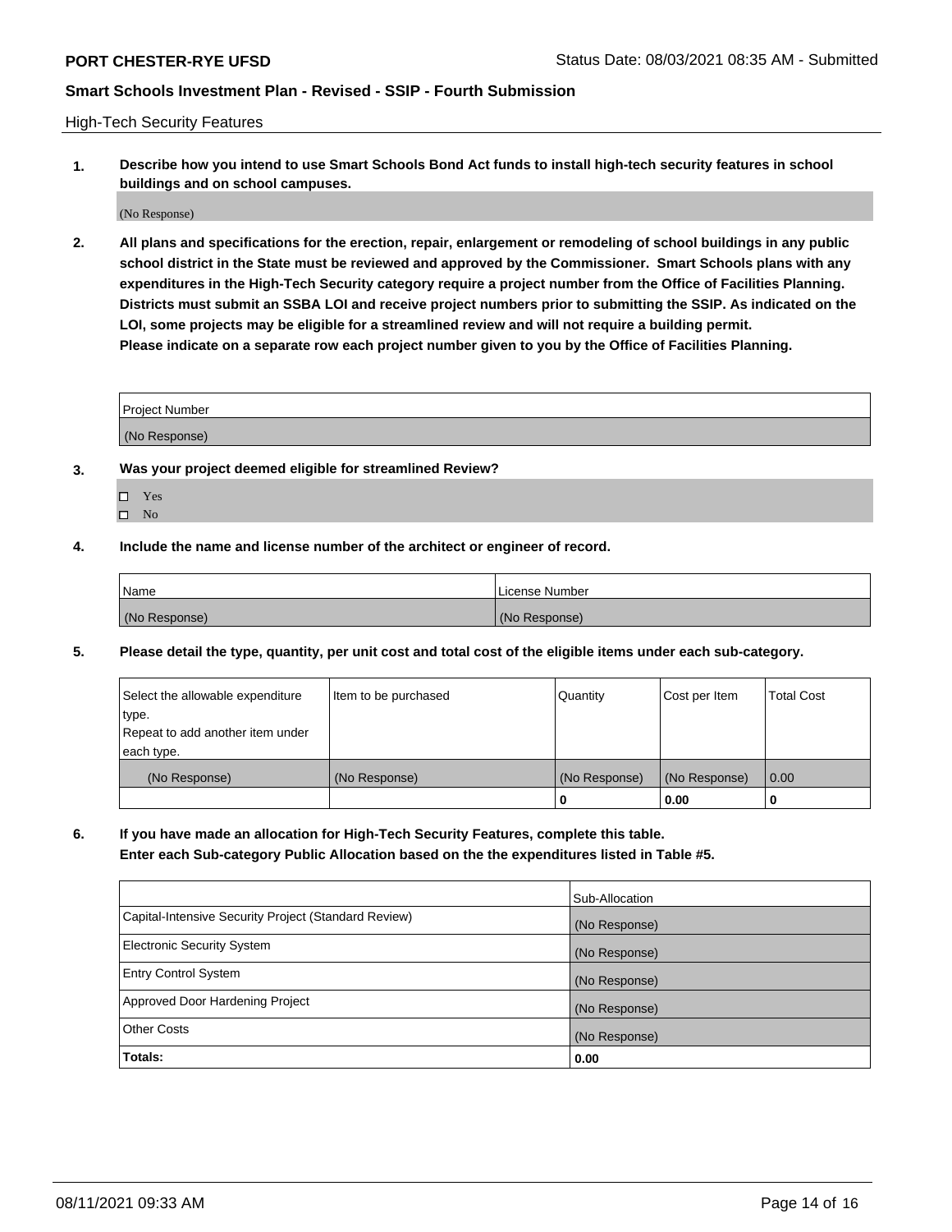High-Tech Security Features

**1. Describe how you intend to use Smart Schools Bond Act funds to install high-tech security features in school buildings and on school campuses.**

(No Response)

**2. All plans and specifications for the erection, repair, enlargement or remodeling of school buildings in any public school district in the State must be reviewed and approved by the Commissioner. Smart Schools plans with any expenditures in the High-Tech Security category require a project number from the Office of Facilities Planning. Districts must submit an SSBA LOI and receive project numbers prior to submitting the SSIP. As indicated on the LOI, some projects may be eligible for a streamlined review and will not require a building permit. Please indicate on a separate row each project number given to you by the Office of Facilities Planning.**

| Project Number |
| --- |
| (No Response) |

**3. Was your project deemed eligible for streamlined Review?**

- ☐ Yes
- ☐ No

**4. Include the name and license number of the architect or engineer of record.**

| Name | License Number |
| --- | --- |
| (No Response) | (No Response) |

**5. Please detail the type, quantity, per unit cost and total cost of the eligible items under each sub-category.**

| Select the allowable expenditure type. Repeat to add another item under each type. | Item to be purchased | Quantity | Cost per Item | Total Cost |
| --- | --- | --- | --- | --- |
| (No Response) | (No Response) | (No Response) | (No Response) | 0.00 |
| | | 0 | 0.00 | 0 |

**6. If you have made an allocation for High-Tech Security Features, complete this table. Enter each Sub-category Public Allocation based on the the expenditures listed in Table #5.**

| | Sub-Allocation |
| --- | --- |
| Capital-Intensive Security Project (Standard Review) | (No Response) |
| Electronic Security System | (No Response) |
| Entry Control System | (No Response) |
| Approved Door Hardening Project | (No Response) |
| Other Costs | (No Response) |
| **Totals:** | **0.00** |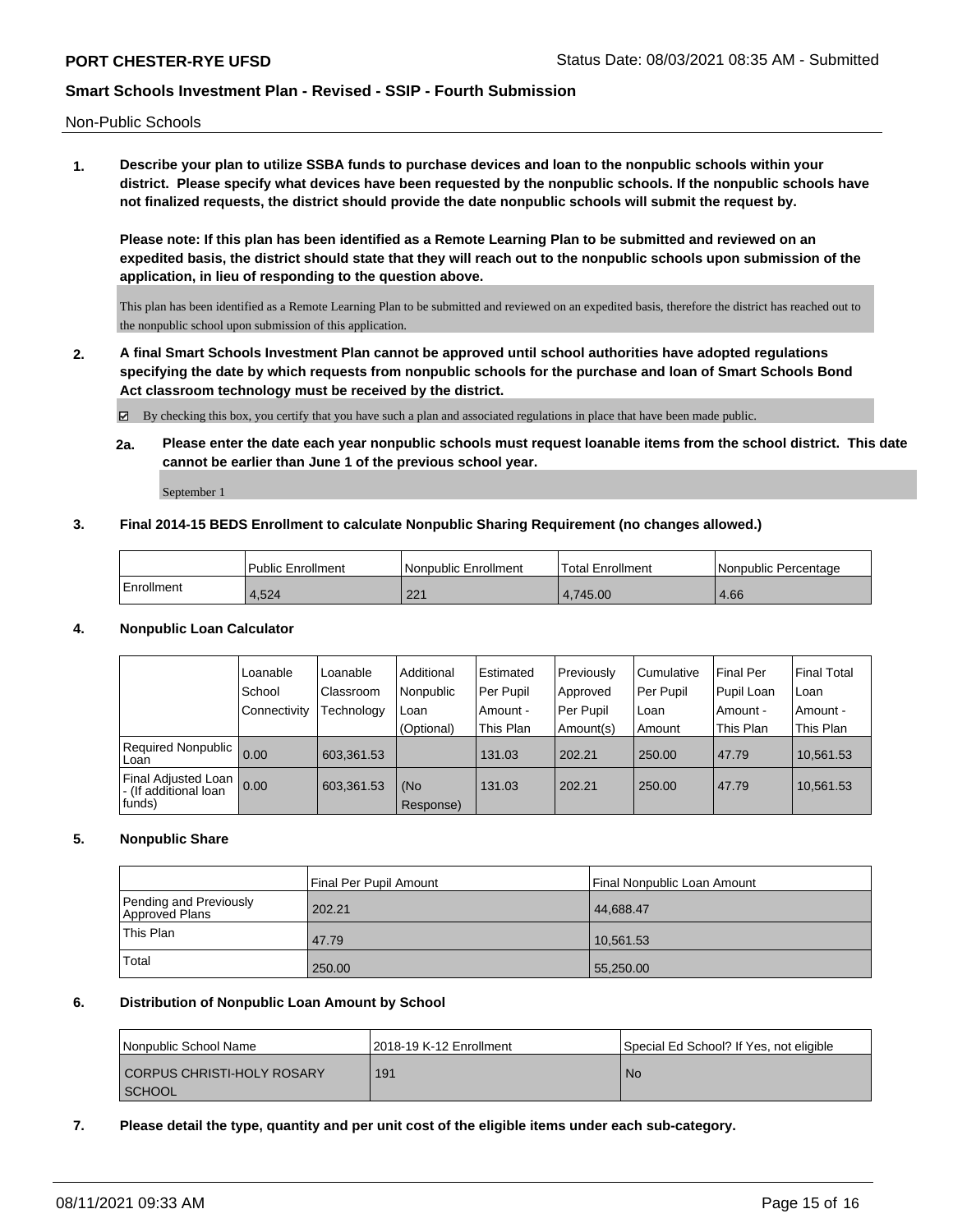Non-Public Schools

**1. Describe your plan to utilize SSBA funds to purchase devices and loan to the nonpublic schools within your district. Please specify what devices have been requested by the nonpublic schools. If the nonpublic schools have not finalized requests, the district should provide the date nonpublic schools will submit the request by.**

**Please note: If this plan has been identified as a Remote Learning Plan to be submitted and reviewed on an expedited basis, the district should state that they will reach out to the nonpublic schools upon submission of the application, in lieu of responding to the question above.**

This plan has been identified as a Remote Learning Plan to be submitted and reviewed on an expedited basis, therefore the district has reached out to the nonpublic school upon submission of this application.

**2. A final Smart Schools Investment Plan cannot be approved until school authorities have adopted regulations specifying the date by which requests from nonpublic schools for the purchase and loan of Smart Schools Bond Act classroom technology must be received by the district.**

☑ By checking this box, you certify that you have such a plan and associated regulations in place that have been made public.

**2a. Please enter the date each year nonpublic schools must request loanable items from the school district. This date cannot be earlier than June 1 of the previous school year.**

September 1

**3. Final 2014-15 BEDS Enrollment to calculate Nonpublic Sharing Requirement (no changes allowed.)**

| | Public Enrollment | Nonpublic Enrollment | Total Enrollment | Nonpublic Percentage |
|---|---|---|---|---|
| Enrollment | 4,524 | 221 | 4,745.00 | 4.66 |

**4. Nonpublic Loan Calculator**

| | Loanable School Connectivity | Loanable Classroom Technology | Additional Nonpublic Loan (Optional) | Estimated Per Pupil Amount - This Plan | Previously Approved Per Pupil Amount(s) | Cumulative Per Pupil Loan Amount | Final Per Pupil Loan Amount - This Plan | Final Total Loan Amount - This Plan |
|---|---|---|---|---|---|---|---|---|
| Required Nonpublic Loan | 0.00 | 603,361.53 | | 131.03 | 202.21 | 250.00 | 47.79 | 10,561.53 |
| Final Adjusted Loan - (If additional loan funds) | 0.00 | 603,361.53 | (No Response) | 131.03 | 202.21 | 250.00 | 47.79 | 10,561.53 |

**5. Nonpublic Share**

| | Final Per Pupil Amount | Final Nonpublic Loan Amount |
|---|---|---|
| Pending and Previously Approved Plans | 202.21 | 44,688.47 |
| This Plan | 47.79 | 10,561.53 |
| Total | 250.00 | 55,250.00 |

**6. Distribution of Nonpublic Loan Amount by School**

| Nonpublic School Name | 2018-19 K-12 Enrollment | Special Ed School? If Yes, not eligible |
|---|---|---|
| CORPUS CHRISTI-HOLY ROSARY SCHOOL | 191 | No |

**7. Please detail the type, quantity and per unit cost of the eligible items under each sub-category.**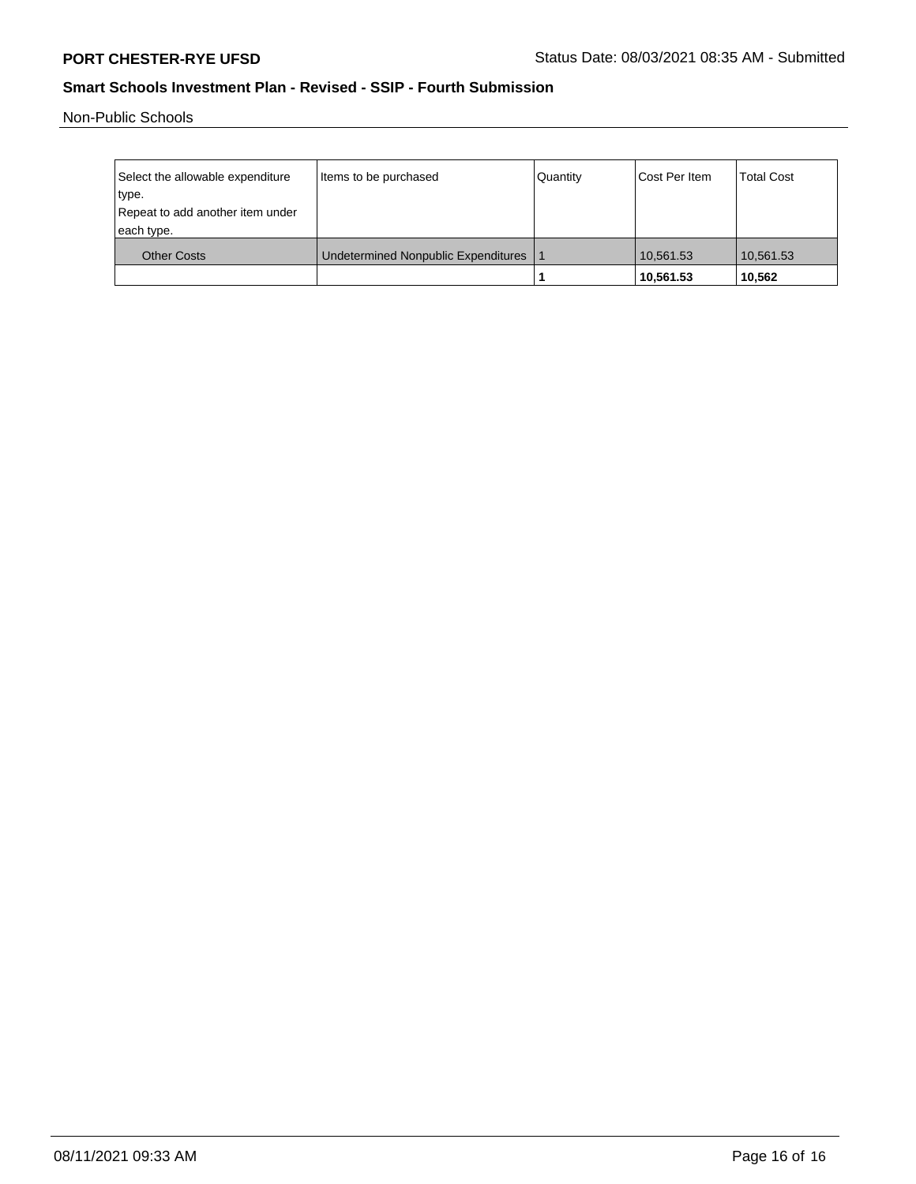Non-Public Schools

| Select the allowable expenditure type. Repeat to add another item under each type. | Items to be purchased | Quantity | Cost Per Item | Total Cost |
|---|---|---|---|---|
| Other Costs | Undetermined Nonpublic Expenditures | 1 | 10,561.53 | 10,561.53 |
| | | **1** | **10,561.53** | **10,562** |